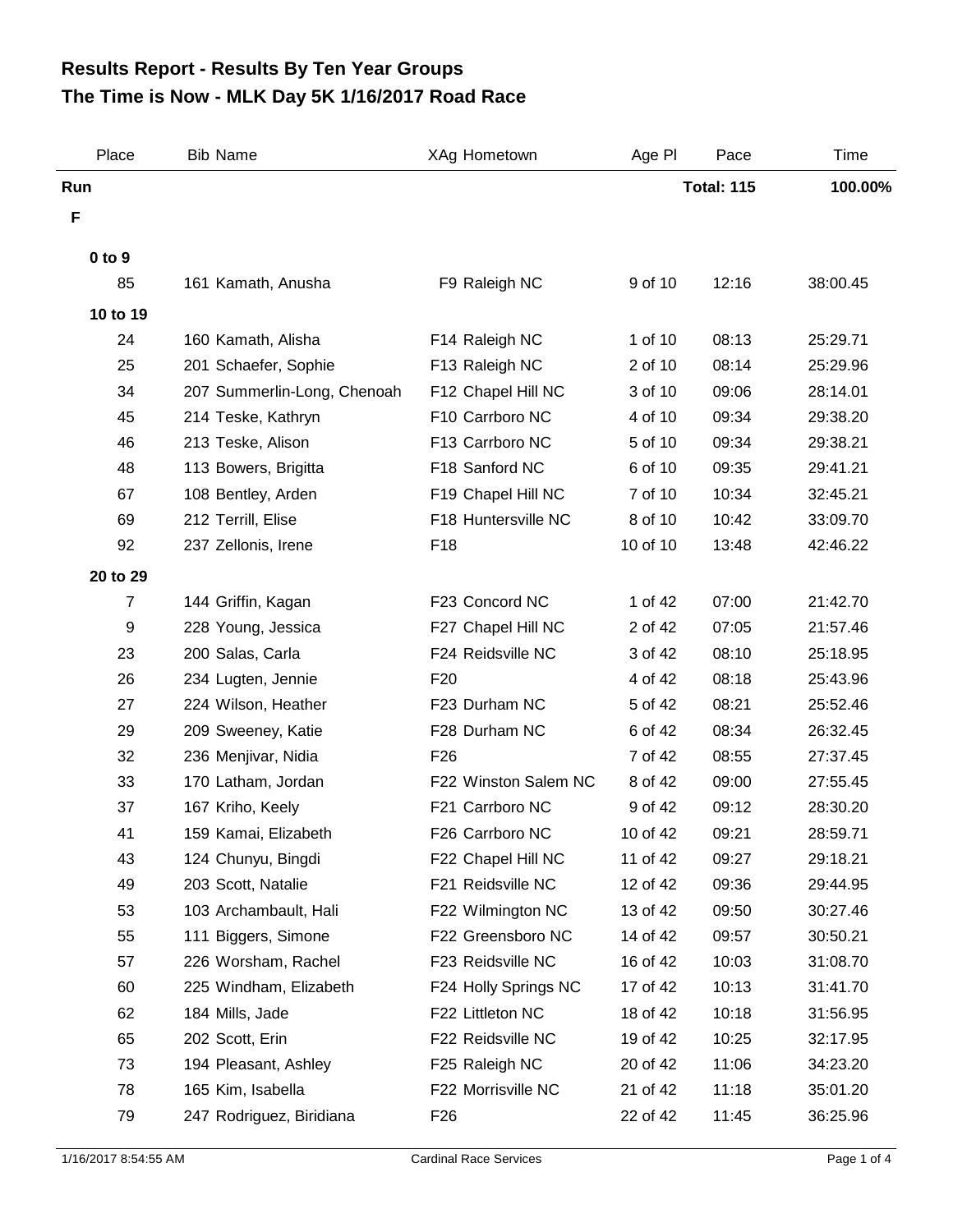# Results Report - Results By Ten Year Groups
# The Time is Now - MLK Day 5K 1/16/2017 Road Race

| Place | Bib | Name | XAg | Hometown | Age Pl | Pace | Time |
|---|---|---|---|---|---|---|---|
| **Run** | | | | | | **Total: 115** | **100.00%** |
| **F** | | | | | | | |
| **0 to 9** | | | | | | | |
| 85 | 161 | Kamath, Anusha | F9 | Raleigh NC | 9 of 10 | 12:16 | 38:00.45 |
| **10 to 19** | | | | | | | |
| 24 | 160 | Kamath, Alisha | F14 | Raleigh NC | 1 of 10 | 08:13 | 25:29.71 |
| 25 | 201 | Schaefer, Sophie | F13 | Raleigh NC | 2 of 10 | 08:14 | 25:29.96 |
| 34 | 207 | Summerlin-Long, Chenoah | F12 | Chapel Hill NC | 3 of 10 | 09:06 | 28:14.01 |
| 45 | 214 | Teske, Kathryn | F10 | Carrboro NC | 4 of 10 | 09:34 | 29:38.20 |
| 46 | 213 | Teske, Alison | F13 | Carrboro NC | 5 of 10 | 09:34 | 29:38.21 |
| 48 | 113 | Bowers, Brigitta | F18 | Sanford NC | 6 of 10 | 09:35 | 29:41.21 |
| 67 | 108 | Bentley, Arden | F19 | Chapel Hill NC | 7 of 10 | 10:34 | 32:45.21 |
| 69 | 212 | Terrill, Elise | F18 | Huntersville NC | 8 of 10 | 10:42 | 33:09.70 |
| 92 | 237 | Zellonis, Irene | F18 | | 10 of 10 | 13:48 | 42:46.22 |
| **20 to 29** | | | | | | | |
| 7 | 144 | Griffin, Kagan | F23 | Concord NC | 1 of 42 | 07:00 | 21:42.70 |
| 9 | 228 | Young, Jessica | F27 | Chapel Hill NC | 2 of 42 | 07:05 | 21:57.46 |
| 23 | 200 | Salas, Carla | F24 | Reidsville NC | 3 of 42 | 08:10 | 25:18.95 |
| 26 | 234 | Lugten, Jennie | F20 | | 4 of 42 | 08:18 | 25:43.96 |
| 27 | 224 | Wilson, Heather | F23 | Durham NC | 5 of 42 | 08:21 | 25:52.46 |
| 29 | 209 | Sweeney, Katie | F28 | Durham NC | 6 of 42 | 08:34 | 26:32.45 |
| 32 | 236 | Menjivar, Nidia | F26 | | 7 of 42 | 08:55 | 27:37.45 |
| 33 | 170 | Latham, Jordan | F22 | Winston Salem NC | 8 of 42 | 09:00 | 27:55.45 |
| 37 | 167 | Kriho, Keely | F21 | Carrboro NC | 9 of 42 | 09:12 | 28:30.20 |
| 41 | 159 | Kamai, Elizabeth | F26 | Carrboro NC | 10 of 42 | 09:21 | 28:59.71 |
| 43 | 124 | Chunyu, Bingdi | F22 | Chapel Hill NC | 11 of 42 | 09:27 | 29:18.21 |
| 49 | 203 | Scott, Natalie | F21 | Reidsville NC | 12 of 42 | 09:36 | 29:44.95 |
| 53 | 103 | Archambault, Hali | F22 | Wilmington NC | 13 of 42 | 09:50 | 30:27.46 |
| 55 | 111 | Biggers, Simone | F22 | Greensboro NC | 14 of 42 | 09:57 | 30:50.21 |
| 57 | 226 | Worsham, Rachel | F23 | Reidsville NC | 16 of 42 | 10:03 | 31:08.70 |
| 60 | 225 | Windham, Elizabeth | F24 | Holly Springs NC | 17 of 42 | 10:13 | 31:41.70 |
| 62 | 184 | Mills, Jade | F22 | Littleton NC | 18 of 42 | 10:18 | 31:56.95 |
| 65 | 202 | Scott, Erin | F22 | Reidsville NC | 19 of 42 | 10:25 | 32:17.95 |
| 73 | 194 | Pleasant, Ashley | F25 | Raleigh NC | 20 of 42 | 11:06 | 34:23.20 |
| 78 | 165 | Kim, Isabella | F22 | Morrisville NC | 21 of 42 | 11:18 | 35:01.20 |
| 79 | 247 | Rodriguez, Biridiana | F26 | | 22 of 42 | 11:45 | 36:25.96 |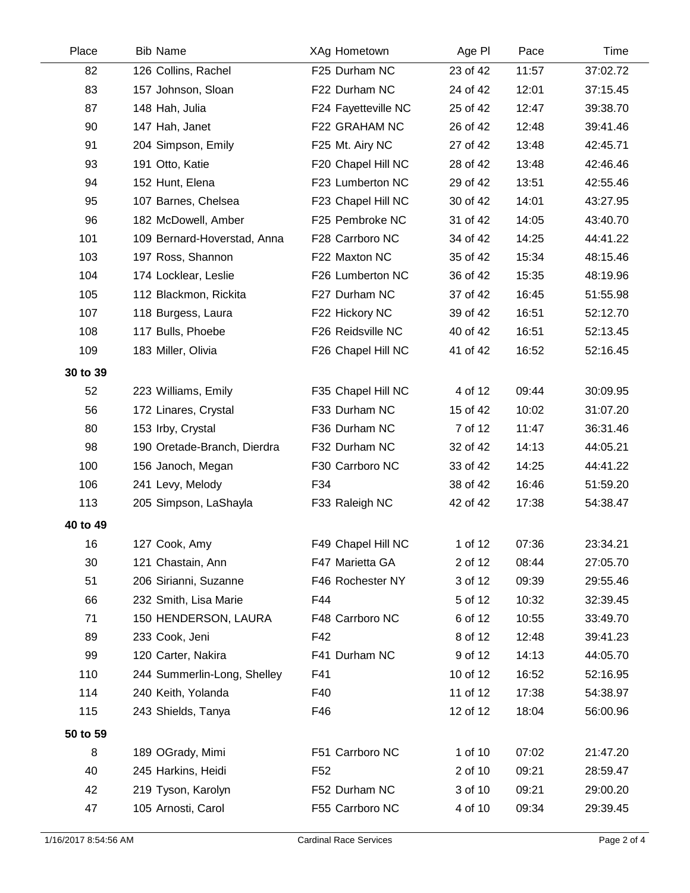| Place | Bib | Name | XAg | Hometown | Age Pl | Pace | Time |
|---|---|---|---|---|---|---|---|
| 82 | 126 | Collins, Rachel | F25 | Durham NC | 23 of 42 | 11:57 | 37:02.72 |
| 83 | 157 | Johnson, Sloan | F22 | Durham NC | 24 of 42 | 12:01 | 37:15.45 |
| 87 | 148 | Hah, Julia | F24 | Fayetteville NC | 25 of 42 | 12:47 | 39:38.70 |
| 90 | 147 | Hah, Janet | F22 | GRAHAM NC | 26 of 42 | 12:48 | 39:41.46 |
| 91 | 204 | Simpson, Emily | F25 | Mt. Airy NC | 27 of 42 | 13:48 | 42:45.71 |
| 93 | 191 | Otto, Katie | F20 | Chapel Hill NC | 28 of 42 | 13:48 | 42:46.46 |
| 94 | 152 | Hunt, Elena | F23 | Lumberton NC | 29 of 42 | 13:51 | 42:55.46 |
| 95 | 107 | Barnes, Chelsea | F23 | Chapel Hill NC | 30 of 42 | 14:01 | 43:27.95 |
| 96 | 182 | McDowell, Amber | F25 | Pembroke NC | 31 of 42 | 14:05 | 43:40.70 |
| 101 | 109 | Bernard-Hoverstad, Anna | F28 | Carrboro NC | 34 of 42 | 14:25 | 44:41.22 |
| 103 | 197 | Ross, Shannon | F22 | Maxton NC | 35 of 42 | 15:34 | 48:15.46 |
| 104 | 174 | Locklear, Leslie | F26 | Lumberton NC | 36 of 42 | 15:35 | 48:19.96 |
| 105 | 112 | Blackmon, Rickita | F27 | Durham NC | 37 of 42 | 16:45 | 51:55.98 |
| 107 | 118 | Burgess, Laura | F22 | Hickory NC | 39 of 42 | 16:51 | 52:12.70 |
| 108 | 117 | Bulls, Phoebe | F26 | Reidsville NC | 40 of 42 | 16:51 | 52:13.45 |
| 109 | 183 | Miller, Olivia | F26 | Chapel Hill NC | 41 of 42 | 16:52 | 52:16.45 |
| **30 to 39** | | | | | | | |
| 52 | 223 | Williams, Emily | F35 | Chapel Hill NC | 4 of 12 | 09:44 | 30:09.95 |
| 56 | 172 | Linares, Crystal | F33 | Durham NC | 15 of 42 | 10:02 | 31:07.20 |
| 80 | 153 | Irby, Crystal | F36 | Durham NC | 7 of 12 | 11:47 | 36:31.46 |
| 98 | 190 | Oretade-Branch, Dierdra | F32 | Durham NC | 32 of 42 | 14:13 | 44:05.21 |
| 100 | 156 | Janoch, Megan | F30 | Carrboro NC | 33 of 42 | 14:25 | 44:41.22 |
| 106 | 241 | Levy, Melody | F34 | | 38 of 42 | 16:46 | 51:59.20 |
| 113 | 205 | Simpson, LaShayla | F33 | Raleigh NC | 42 of 42 | 17:38 | 54:38.47 |
| **40 to 49** | | | | | | | |
| 16 | 127 | Cook, Amy | F49 | Chapel Hill NC | 1 of 12 | 07:36 | 23:34.21 |
| 30 | 121 | Chastain, Ann | F47 | Marietta GA | 2 of 12 | 08:44 | 27:05.70 |
| 51 | 206 | Sirianni, Suzanne | F46 | Rochester NY | 3 of 12 | 09:39 | 29:55.46 |
| 66 | 232 | Smith, Lisa Marie | F44 | | 5 of 12 | 10:32 | 32:39.45 |
| 71 | 150 | HENDERSON, LAURA | F48 | Carrboro NC | 6 of 12 | 10:55 | 33:49.70 |
| 89 | 233 | Cook, Jeni | F42 | | 8 of 12 | 12:48 | 39:41.23 |
| 99 | 120 | Carter, Nakira | F41 | Durham NC | 9 of 12 | 14:13 | 44:05.70 |
| 110 | 244 | Summerlin-Long, Shelley | F41 | | 10 of 12 | 16:52 | 52:16.95 |
| 114 | 240 | Keith, Yolanda | F40 | | 11 of 12 | 17:38 | 54:38.97 |
| 115 | 243 | Shields, Tanya | F46 | | 12 of 12 | 18:04 | 56:00.96 |
| **50 to 59** | | | | | | | |
| 8 | 189 | OGrady, Mimi | F51 | Carrboro NC | 1 of 10 | 07:02 | 21:47.20 |
| 40 | 245 | Harkins, Heidi | F52 | | 2 of 10 | 09:21 | 28:59.47 |
| 42 | 219 | Tyson, Karolyn | F52 | Durham NC | 3 of 10 | 09:21 | 29:00.20 |
| 47 | 105 | Arnosti, Carol | F55 | Carrboro NC | 4 of 10 | 09:34 | 29:39.45 |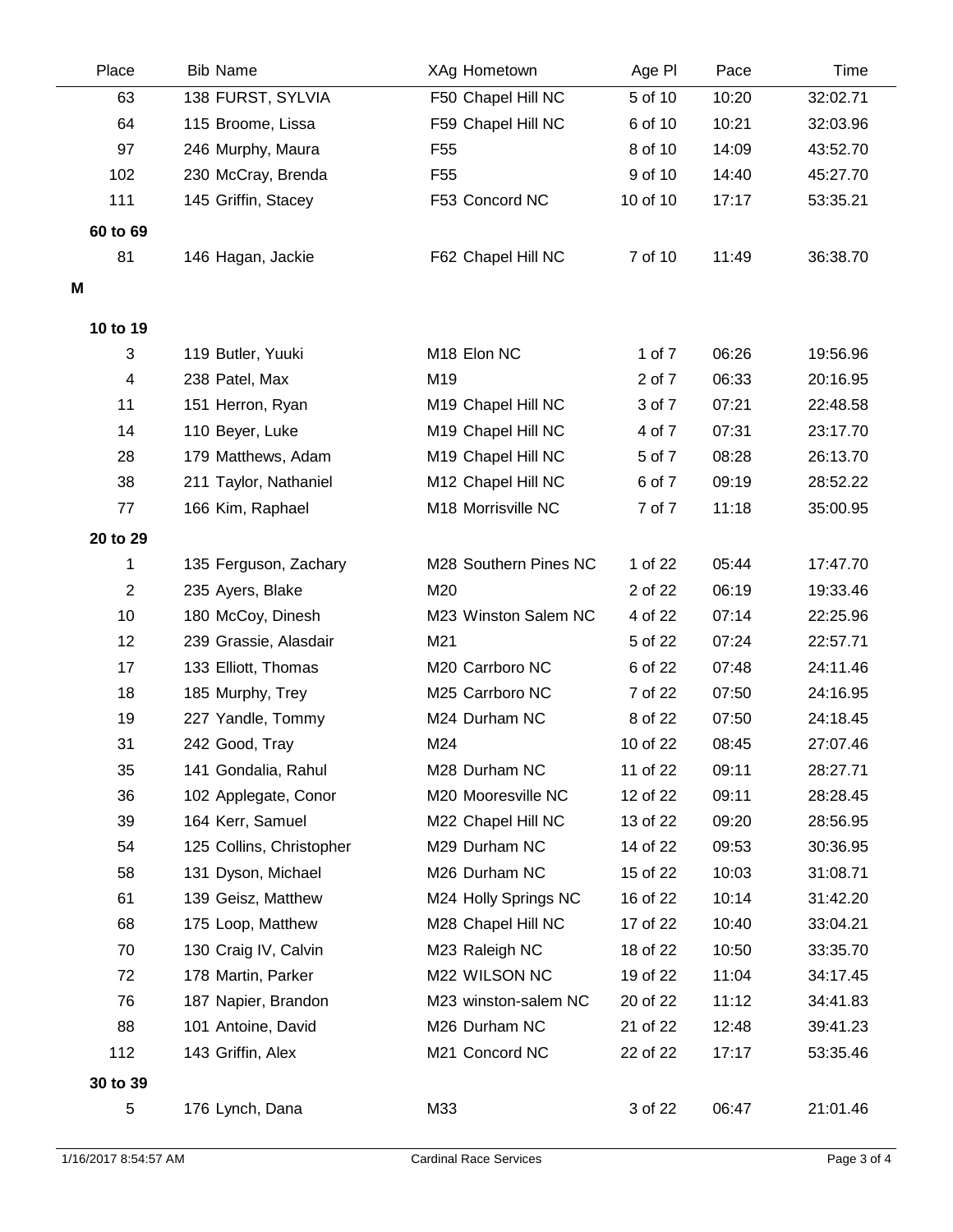| Place | Bib | Name | XAg | Hometown | Age Pl | Pace | Time |
|---|---|---|---|---|---|---|---|
| 63 | 138 | FURST, SYLVIA | F50 | Chapel Hill NC | 5 of 10 | 10:20 | 32:02.71 |
| 64 | 115 | Broome, Lissa | F59 | Chapel Hill NC | 6 of 10 | 10:21 | 32:03.96 |
| 97 | 246 | Murphy, Maura | F55 | | 8 of 10 | 14:09 | 43:52.70 |
| 102 | 230 | McCray, Brenda | F55 | | 9 of 10 | 14:40 | 45:27.70 |
| 111 | 145 | Griffin, Stacey | F53 | Concord NC | 10 of 10 | 17:17 | 53:35.21 |
| **60 to 69** | | | | | | | |
| 81 | 146 | Hagan, Jackie | F62 | Chapel Hill NC | 7 of 10 | 11:49 | 36:38.70 |
| **M** | | | | | | | |
| **10 to 19** | | | | | | | |
| 3 | 119 | Butler, Yuuki | M18 | Elon NC | 1 of 7 | 06:26 | 19:56.96 |
| 4 | 238 | Patel, Max | M19 | | 2 of 7 | 06:33 | 20:16.95 |
| 11 | 151 | Herron, Ryan | M19 | Chapel Hill NC | 3 of 7 | 07:21 | 22:48.58 |
| 14 | 110 | Beyer, Luke | M19 | Chapel Hill NC | 4 of 7 | 07:31 | 23:17.70 |
| 28 | 179 | Matthews, Adam | M19 | Chapel Hill NC | 5 of 7 | 08:28 | 26:13.70 |
| 38 | 211 | Taylor, Nathaniel | M12 | Chapel Hill NC | 6 of 7 | 09:19 | 28:52.22 |
| 77 | 166 | Kim, Raphael | M18 | Morrisville NC | 7 of 7 | 11:18 | 35:00.95 |
| **20 to 29** | | | | | | | |
| 1 | 135 | Ferguson, Zachary | M28 | Southern Pines NC | 1 of 22 | 05:44 | 17:47.70 |
| 2 | 235 | Ayers, Blake | M20 | | 2 of 22 | 06:19 | 19:33.46 |
| 10 | 180 | McCoy, Dinesh | M23 | Winston Salem NC | 4 of 22 | 07:14 | 22:25.96 |
| 12 | 239 | Grassie, Alasdair | M21 | | 5 of 22 | 07:24 | 22:57.71 |
| 17 | 133 | Elliott, Thomas | M20 | Carrboro NC | 6 of 22 | 07:48 | 24:11.46 |
| 18 | 185 | Murphy, Trey | M25 | Carrboro NC | 7 of 22 | 07:50 | 24:16.95 |
| 19 | 227 | Yandle, Tommy | M24 | Durham NC | 8 of 22 | 07:50 | 24:18.45 |
| 31 | 242 | Good, Tray | M24 | | 10 of 22 | 08:45 | 27:07.46 |
| 35 | 141 | Gondalia, Rahul | M28 | Durham NC | 11 of 22 | 09:11 | 28:27.71 |
| 36 | 102 | Applegate, Conor | M20 | Mooresville NC | 12 of 22 | 09:11 | 28:28.45 |
| 39 | 164 | Kerr, Samuel | M22 | Chapel Hill NC | 13 of 22 | 09:20 | 28:56.95 |
| 54 | 125 | Collins, Christopher | M29 | Durham NC | 14 of 22 | 09:53 | 30:36.95 |
| 58 | 131 | Dyson, Michael | M26 | Durham NC | 15 of 22 | 10:03 | 31:08.71 |
| 61 | 139 | Geisz, Matthew | M24 | Holly Springs NC | 16 of 22 | 10:14 | 31:42.20 |
| 68 | 175 | Loop, Matthew | M28 | Chapel Hill NC | 17 of 22 | 10:40 | 33:04.21 |
| 70 | 130 | Craig IV, Calvin | M23 | Raleigh NC | 18 of 22 | 10:50 | 33:35.70 |
| 72 | 178 | Martin, Parker | M22 | WILSON NC | 19 of 22 | 11:04 | 34:17.45 |
| 76 | 187 | Napier, Brandon | M23 | winston-salem NC | 20 of 22 | 11:12 | 34:41.83 |
| 88 | 101 | Antoine, David | M26 | Durham NC | 21 of 22 | 12:48 | 39:41.23 |
| 112 | 143 | Griffin, Alex | M21 | Concord NC | 22 of 22 | 17:17 | 53:35.46 |
| **30 to 39** | | | | | | | |
| 5 | 176 | Lynch, Dana | M33 | | 3 of 22 | 06:47 | 21:01.46 |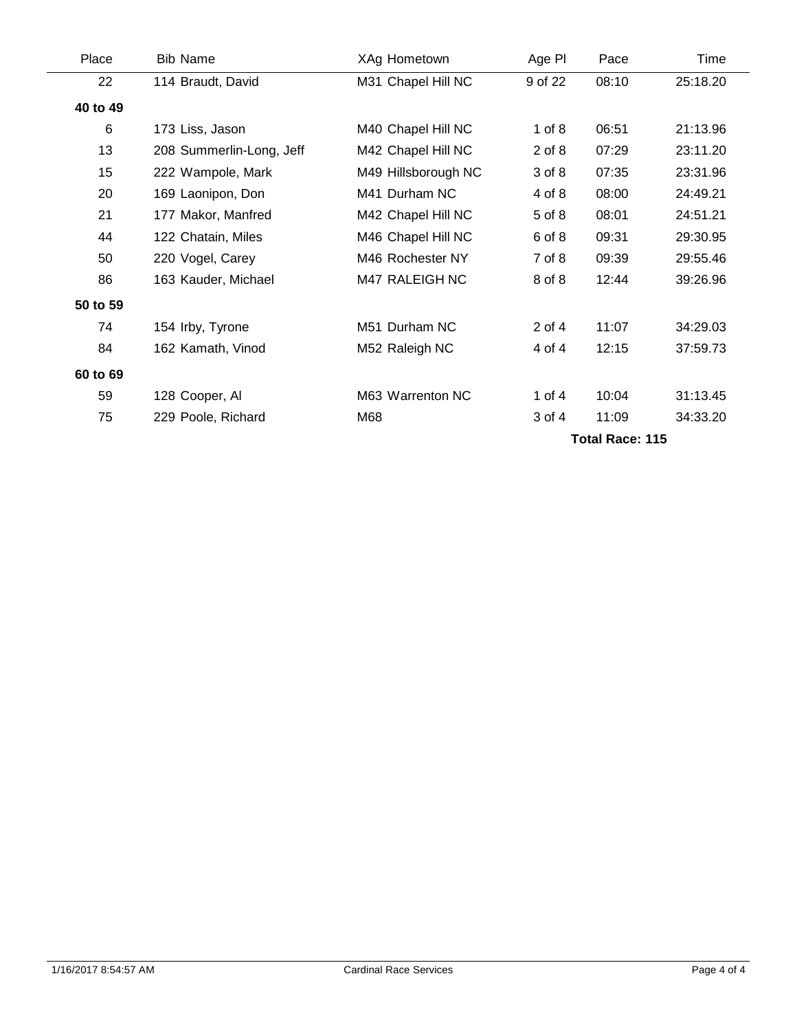| Place | Bib | Name | XAg | Hometown | Age Pl | Pace | Time |
|---|---|---|---|---|---|---|---|
| 22 | 114 | Braudt, David | M31 | Chapel Hill NC | 9 of 22 | 08:10 | 25:18.20 |
| **40 to 49** | | | | | | | |
| 6 | 173 | Liss, Jason | M40 | Chapel Hill NC | 1 of 8 | 06:51 | 21:13.96 |
| 13 | 208 | Summerlin-Long, Jeff | M42 | Chapel Hill NC | 2 of 8 | 07:29 | 23:11.20 |
| 15 | 222 | Wampole, Mark | M49 | Hillsborough NC | 3 of 8 | 07:35 | 23:31.96 |
| 20 | 169 | Laonipon, Don | M41 | Durham NC | 4 of 8 | 08:00 | 24:49.21 |
| 21 | 177 | Makor, Manfred | M42 | Chapel Hill NC | 5 of 8 | 08:01 | 24:51.21 |
| 44 | 122 | Chatain, Miles | M46 | Chapel Hill NC | 6 of 8 | 09:31 | 29:30.95 |
| 50 | 220 | Vogel, Carey | M46 | Rochester NY | 7 of 8 | 09:39 | 29:55.46 |
| 86 | 163 | Kauder, Michael | M47 | RALEIGH NC | 8 of 8 | 12:44 | 39:26.96 |
| **50 to 59** | | | | | | | |
| 74 | 154 | Irby, Tyrone | M51 | Durham NC | 2 of 4 | 11:07 | 34:29.03 |
| 84 | 162 | Kamath, Vinod | M52 | Raleigh NC | 4 of 4 | 12:15 | 37:59.73 |
| **60 to 69** | | | | | | | |
| 59 | 128 | Cooper, Al | M63 | Warrenton NC | 1 of 4 | 10:04 | 31:13.45 |
| 75 | 229 | Poole, Richard | M68 | | 3 of 4 | 11:09 | 34:33.20 |

**Total Race: 115**

1/16/2017 8:54:57 AM    Cardinal Race Services